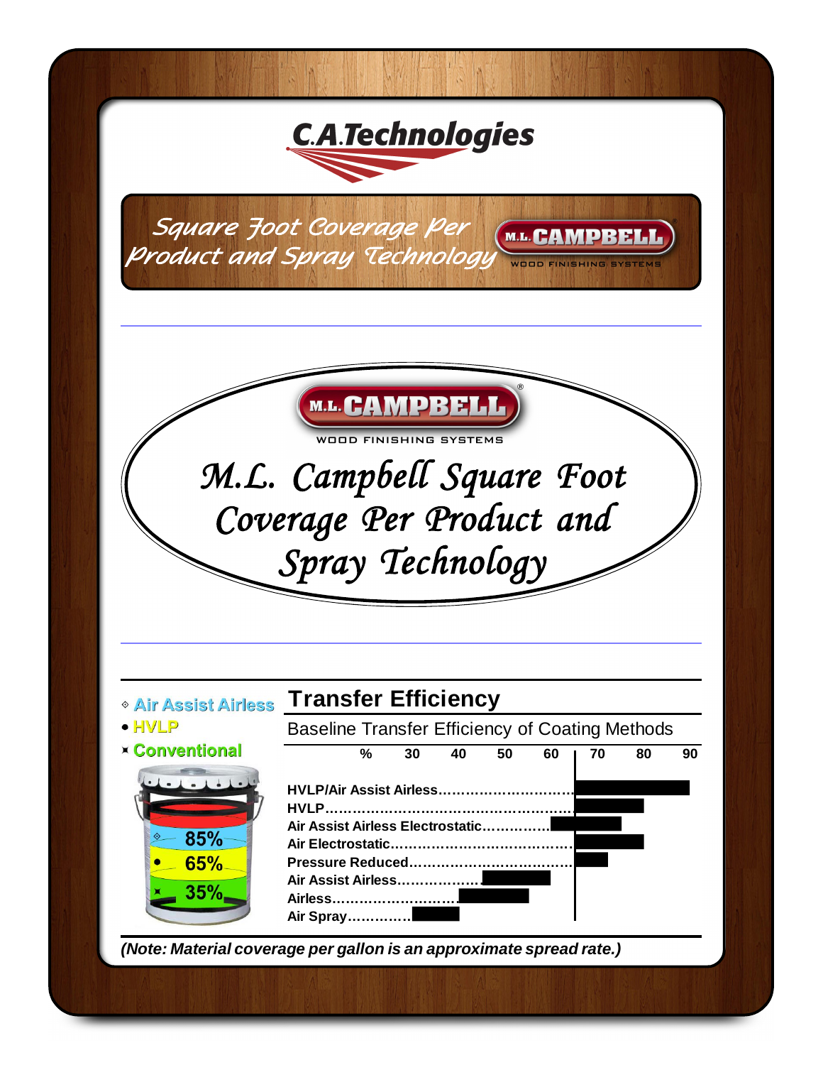# C.A.Technologies

## Square Foot Coverage Per Product and Spray Technology

M.L. CAMPBELL
WOOD FINISHING SYSTEMS

# *M.L. Campbell Square Foot Coverage Per Product and Spray Technology*

- Air Assist Airless
- HVLP
- Conventional

85%
65%
35%

## Transfer Efficiency

Baseline Transfer Efficiency of Coating Methods

% 30 40 50 60 70 80 90

**HVLP/Air Assist Airless**
**HVLP**
**Air Assist Airless Electrostatic**
**Air Electrostatic**
**Pressure Reduced**
**Air Assist Airless**
**Airless**
**Air Spray**

***(Note: Material coverage per gallon is an approximate spread rate.)***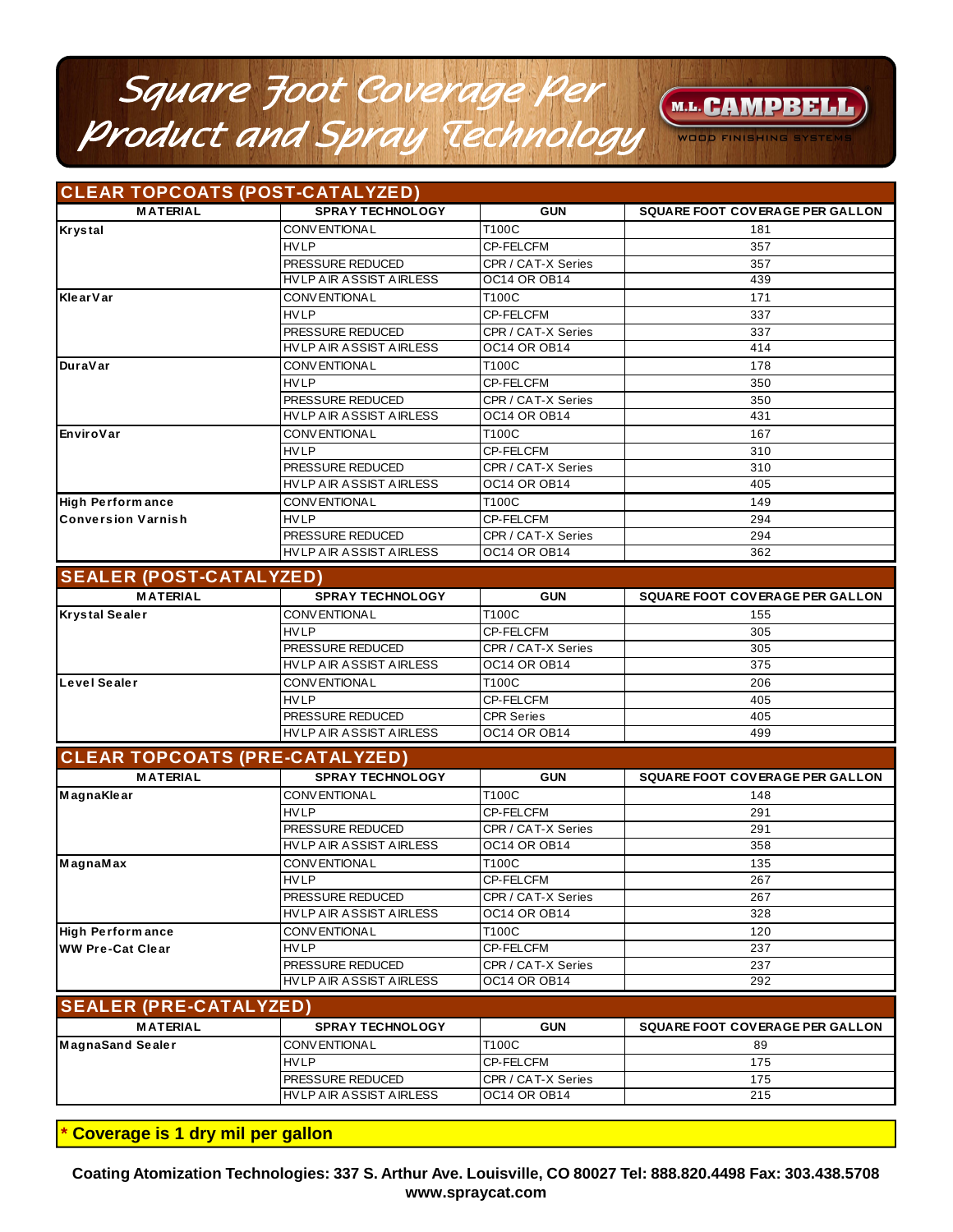# Square Foot Coverage Per Product and Spray Technology

M.L. CAMPBELL WOOD FINISHING SYSTEMS

## CLEAR TOPCOATS (POST-CATALYZED)

| MATERIAL | SPRAY TECHNOLOGY | GUN | SQUARE FOOT COVERAGE PER GALLON |
|---|---|---|---|
| Krystal | CONVENTIONAL | T100C | 181 |
| | HVLP | CP-FELCFM | 357 |
| | PRESSURE REDUCED | CPR / CAT-X Series | 357 |
| | HVLP AIR ASSIST AIRLESS | OC14 OR OB14 | 439 |
| KlearVar | CONVENTIONAL | T100C | 171 |
| | HVLP | CP-FELCFM | 337 |
| | PRESSURE REDUCED | CPR / CAT-X Series | 337 |
| | HVLP AIR ASSIST AIRLESS | OC14 OR OB14 | 414 |
| DuraVar | CONVENTIONAL | T100C | 178 |
| | HVLP | CP-FELCFM | 350 |
| | PRESSURE REDUCED | CPR / CAT-X Series | 350 |
| | HVLP AIR ASSIST AIRLESS | OC14 OR OB14 | 431 |
| EnviroVar | CONVENTIONAL | T100C | 167 |
| | HVLP | CP-FELCFM | 310 |
| | PRESSURE REDUCED | CPR / CAT-X Series | 310 |
| | HVLP AIR ASSIST AIRLESS | OC14 OR OB14 | 405 |
| High Performance Conversion Varnish | CONVENTIONAL | T100C | 149 |
| | HVLP | CP-FELCFM | 294 |
| | PRESSURE REDUCED | CPR / CAT-X Series | 294 |
| | HVLP AIR ASSIST AIRLESS | OC14 OR OB14 | 362 |

## SEALER (POST-CATALYZED)

| MATERIAL | SPRAY TECHNOLOGY | GUN | SQUARE FOOT COVERAGE PER GALLON |
|---|---|---|---|
| Krystal Sealer | CONVENTIONAL | T100C | 155 |
| | HVLP | CP-FELCFM | 305 |
| | PRESSURE REDUCED | CPR / CAT-X Series | 305 |
| | HVLP AIR ASSIST AIRLESS | OC14 OR OB14 | 375 |
| Level Sealer | CONVENTIONAL | T100C | 206 |
| | HVLP | CP-FELCFM | 405 |
| | PRESSURE REDUCED | CPR Series | 405 |
| | HVLP AIR ASSIST AIRLESS | OC14 OR OB14 | 499 |

## CLEAR TOPCOATS (PRE-CATALYZED)

| MATERIAL | SPRAY TECHNOLOGY | GUN | SQUARE FOOT COVERAGE PER GALLON |
|---|---|---|---|
| MagnaKlear | CONVENTIONAL | T100C | 148 |
| | HVLP | CP-FELCFM | 291 |
| | PRESSURE REDUCED | CPR / CAT-X Series | 291 |
| | HVLP AIR ASSIST AIRLESS | OC14 OR OB14 | 358 |
| MagnaMax | CONVENTIONAL | T100C | 135 |
| | HVLP | CP-FELCFM | 267 |
| | PRESSURE REDUCED | CPR / CAT-X Series | 267 |
| | HVLP AIR ASSIST AIRLESS | OC14 OR OB14 | 328 |
| High Performance WW Pre-Cat Clear | CONVENTIONAL | T100C | 120 |
| | HVLP | CP-FELCFM | 237 |
| | PRESSURE REDUCED | CPR / CAT-X Series | 237 |
| | HVLP AIR ASSIST AIRLESS | OC14 OR OB14 | 292 |

## SEALER (PRE-CATALYZED)

| MATERIAL | SPRAY TECHNOLOGY | GUN | SQUARE FOOT COVERAGE PER GALLON |
|---|---|---|---|
| MagnaSand Sealer | CONVENTIONAL | T100C | 89 |
| | HVLP | CP-FELCFM | 175 |
| | PRESSURE REDUCED | CPR / CAT-X Series | 175 |
| | HVLP AIR ASSIST AIRLESS | OC14 OR OB14 | 215 |

**\* Coverage is 1 dry mil per gallon**

**Coating Atomization Technologies: 337 S. Arthur Ave. Louisville, CO 80027 Tel: 888.820.4498 Fax: 303.438.5708 www.spraycat.com**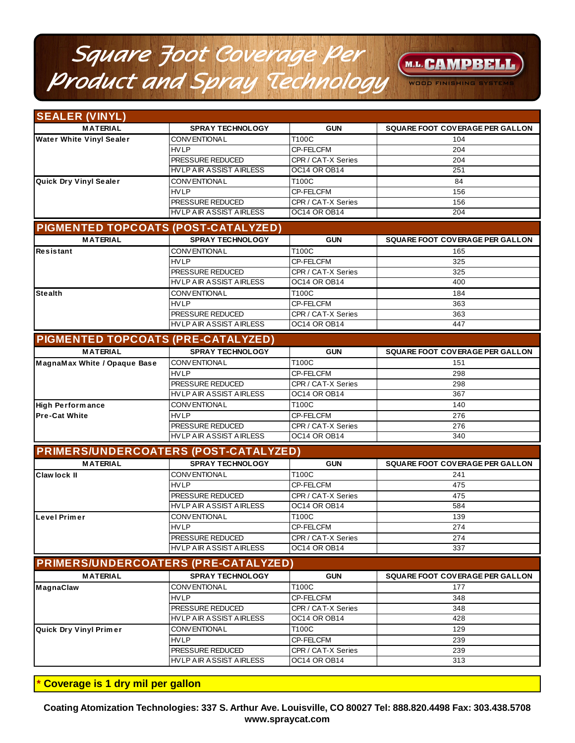# Square Foot Coverage Per Product and Spray Technology

M.L. CAMPBELL WOOD FINISHING SYSTEMS

## SEALER (VINYL)

| MATERIAL | SPRAY TECHNOLOGY | GUN | SQUARE FOOT COVERAGE PER GALLON |
|---|---|---|---|
| Water White Vinyl Sealer | CONVENTIONAL | T100C | 104 |
| | HVLP | CP-FELCFM | 204 |
| | PRESSURE REDUCED | CPR / CAT-X Series | 204 |
| | HVLP AIR ASSIST AIRLESS | OC14 OR OB14 | 251 |
| Quick Dry Vinyl Sealer | CONVENTIONAL | T100C | 84 |
| | HVLP | CP-FELCFM | 156 |
| | PRESSURE REDUCED | CPR / CAT-X Series | 156 |
| | HVLP AIR ASSIST AIRLESS | OC14 OR OB14 | 204 |

## PIGMENTED TOPCOATS (POST-CATALYZED)

| MATERIAL | SPRAY TECHNOLOGY | GUN | SQUARE FOOT COVERAGE PER GALLON |
|---|---|---|---|
| Resistant | CONVENTIONAL | T100C | 165 |
| | HVLP | CP-FELCFM | 325 |
| | PRESSURE REDUCED | CPR / CAT-X Series | 325 |
| | HVLP AIR ASSIST AIRLESS | OC14 OR OB14 | 400 |
| Stealth | CONVENTIONAL | T100C | 184 |
| | HVLP | CP-FELCFM | 363 |
| | PRESSURE REDUCED | CPR / CAT-X Series | 363 |
| | HVLP AIR ASSIST AIRLESS | OC14 OR OB14 | 447 |

## PIGMENTED TOPCOATS (PRE-CATALYZED)

| MATERIAL | SPRAY TECHNOLOGY | GUN | SQUARE FOOT COVERAGE PER GALLON |
|---|---|---|---|
| MagnaMax White / Opaque Base | CONVENTIONAL | T100C | 151 |
| | HVLP | CP-FELCFM | 298 |
| | PRESSURE REDUCED | CPR / CAT-X Series | 298 |
| | HVLP AIR ASSIST AIRLESS | OC14 OR OB14 | 367 |
| High Performance Pre-Cat White | CONVENTIONAL | T100C | 140 |
| | HVLP | CP-FELCFM | 276 |
| | PRESSURE REDUCED | CPR / CAT-X Series | 276 |
| | HVLP AIR ASSIST AIRLESS | OC14 OR OB14 | 340 |

## PRIMERS/UNDERCOATERS (POST-CATALYZED)

| MATERIAL | SPRAY TECHNOLOGY | GUN | SQUARE FOOT COVERAGE PER GALLON |
|---|---|---|---|
| Clawlock II | CONVENTIONAL | T100C | 241 |
| | HVLP | CP-FELCFM | 475 |
| | PRESSURE REDUCED | CPR / CAT-X Series | 475 |
| | HVLP AIR ASSIST AIRLESS | OC14 OR OB14 | 584 |
| Level Primer | CONVENTIONAL | T100C | 139 |
| | HVLP | CP-FELCFM | 274 |
| | PRESSURE REDUCED | CPR / CAT-X Series | 274 |
| | HVLP AIR ASSIST AIRLESS | OC14 OR OB14 | 337 |

## PRIMERS/UNDERCOATERS (PRE-CATALYZED)

| MATERIAL | SPRAY TECHNOLOGY | GUN | SQUARE FOOT COVERAGE PER GALLON |
|---|---|---|---|
| MagnaClaw | CONVENTIONAL | T100C | 177 |
| | HVLP | CP-FELCFM | 348 |
| | PRESSURE REDUCED | CPR / CAT-X Series | 348 |
| | HVLP AIR ASSIST AIRLESS | OC14 OR OB14 | 428 |
| Quick Dry Vinyl Primer | CONVENTIONAL | T100C | 129 |
| | HVLP | CP-FELCFM | 239 |
| | PRESSURE REDUCED | CPR / CAT-X Series | 239 |
| | HVLP AIR ASSIST AIRLESS | OC14 OR OB14 | 313 |

**\* Coverage is 1 dry mil per gallon**

**Coating Atomization Technologies: 337 S. Arthur Ave. Louisville, CO 80027 Tel: 888.820.4498 Fax: 303.438.5708**
**www.spraycat.com**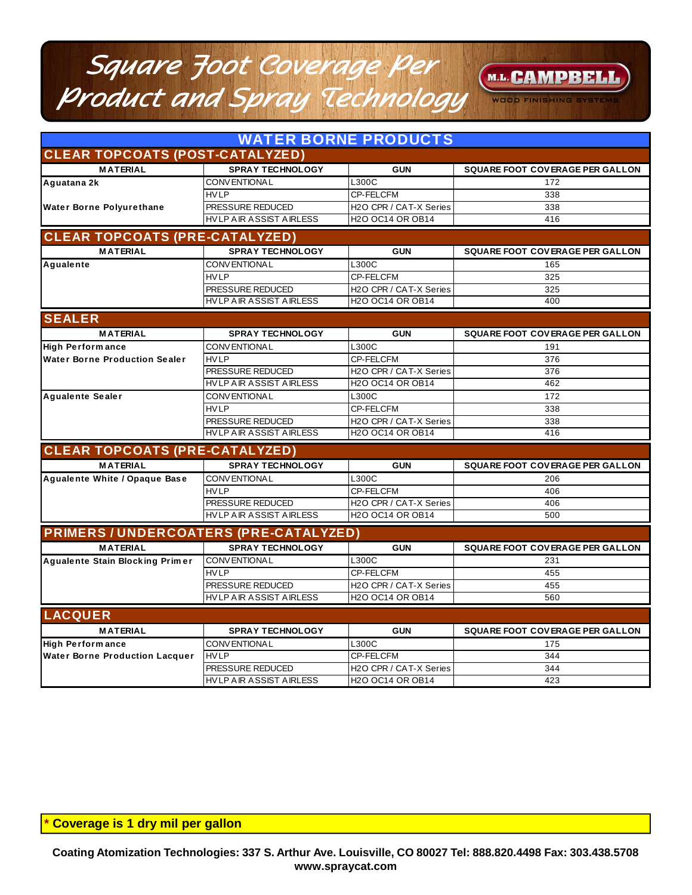# Square Foot Coverage Per Product and Spray Technology

M.L. CAMPBELL WOOD FINISHING SYSTEMS

## WATER BORNE PRODUCTS

### CLEAR TOPCOATS (POST-CATALYZED)

| MATERIAL | SPRAY TECHNOLOGY | GUN | SQUARE FOOT COVERAGE PER GALLON |
|---|---|---|---|
| Aguatana 2k | CONVENTIONAL | L300C | 172 |
| | HVLP | CP-FELCFM | 338 |
| Water Borne Polyurethane | PRESSURE REDUCED | H2O CPR / CAT-X Series | 338 |
| | HVLP AIR ASSIST AIRLESS | H2O OC14 OR OB14 | 416 |

### CLEAR TOPCOATS (PRE-CATALYZED)

| MATERIAL | SPRAY TECHNOLOGY | GUN | SQUARE FOOT COVERAGE PER GALLON |
|---|---|---|---|
| Agualente | CONVENTIONAL | L300C | 165 |
| | HVLP | CP-FELCFM | 325 |
| | PRESSURE REDUCED | H2O CPR / CAT-X Series | 325 |
| | HVLP AIR ASSIST AIRLESS | H2O OC14 OR OB14 | 400 |

### SEALER

| MATERIAL | SPRAY TECHNOLOGY | GUN | SQUARE FOOT COVERAGE PER GALLON |
|---|---|---|---|
| High Performance | CONVENTIONAL | L300C | 191 |
| Water Borne Production Sealer | HVLP | CP-FELCFM | 376 |
| | PRESSURE REDUCED | H2O CPR / CAT-X Series | 376 |
| | HVLP AIR ASSIST AIRLESS | H2O OC14 OR OB14 | 462 |
| Agualente Sealer | CONVENTIONAL | L300C | 172 |
| | HVLP | CP-FELCFM | 338 |
| | PRESSURE REDUCED | H2O CPR / CAT-X Series | 338 |
| | HVLP AIR ASSIST AIRLESS | H2O OC14 OR OB14 | 416 |

### CLEAR TOPCOATS (PRE-CATALYZED)

| MATERIAL | SPRAY TECHNOLOGY | GUN | SQUARE FOOT COVERAGE PER GALLON |
|---|---|---|---|
| Agualente White / Opaque Base | CONVENTIONAL | L300C | 206 |
| | HVLP | CP-FELCFM | 406 |
| | PRESSURE REDUCED | H2O CPR / CAT-X Series | 406 |
| | HVLP AIR ASSIST AIRLESS | H2O OC14 OR OB14 | 500 |

### PRIMERS / UNDERCOATERS (PRE-CATALYZED)

| MATERIAL | SPRAY TECHNOLOGY | GUN | SQUARE FOOT COVERAGE PER GALLON |
|---|---|---|---|
| Agualente Stain Blocking Primer | CONVENTIONAL | L300C | 231 |
| | HVLP | CP-FELCFM | 455 |
| | PRESSURE REDUCED | H2O CPR / CAT-X Series | 455 |
| | HVLP AIR ASSIST AIRLESS | H2O OC14 OR OB14 | 560 |

### LACQUER

| MATERIAL | SPRAY TECHNOLOGY | GUN | SQUARE FOOT COVERAGE PER GALLON |
|---|---|---|---|
| High Performance | CONVENTIONAL | L300C | 175 |
| Water Borne Production Lacquer | HVLP | CP-FELCFM | 344 |
| | PRESSURE REDUCED | H2O CPR / CAT-X Series | 344 |
| | HVLP AIR ASSIST AIRLESS | H2O OC14 OR OB14 | 423 |

**\* Coverage is 1 dry mil per gallon**

**Coating Atomization Technologies: 337 S. Arthur Ave. Louisville, CO 80027 Tel: 888.820.4498 Fax: 303.438.5708 www.spraycat.com**